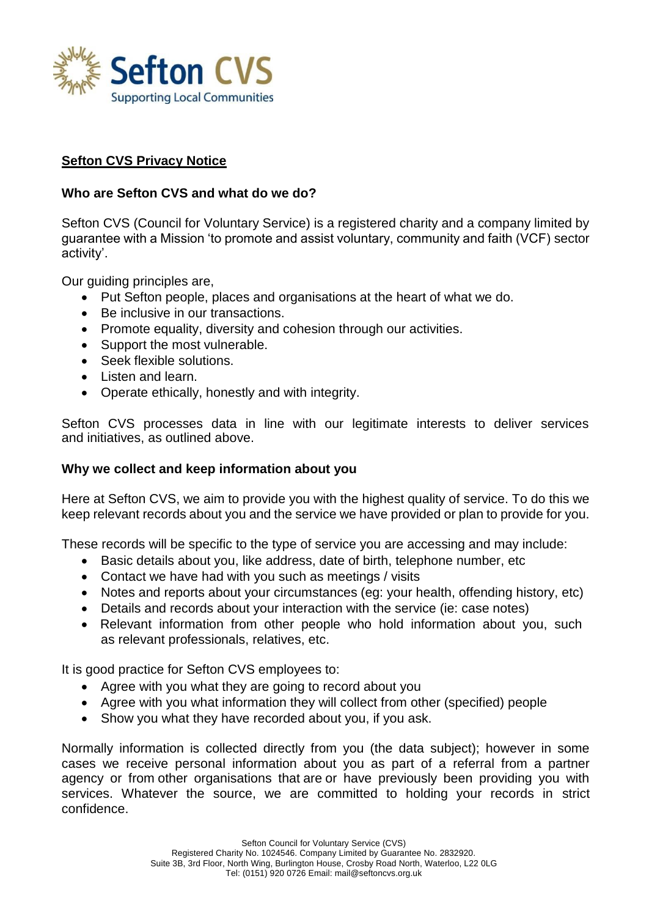## Sefton CVS Privacy Notice

### Who are Sefton CVS and what do we do?

Sefton CVS (Council for Voluntary Service) is a registered charity and a company limited by guarantee with a Mission 'to promote and assist voluntary, community and faith (VCF) sector activity'.

Our guiding principles are,

- Put Sefton people, places and organisations at the heart of what we do.
- Be inclusive in our transactions.
- Promote equality, diversity and cohesion through our activities.
- Support the most vulnerable.
- Seek flexible solutions.
- Listen and learn.
- Operate ethically, honestly and with integrity.

Sefton CVS processes data in line with our legitimate interests to deliver services and initiatives, as outlined above.

### Why we collect and keep information about you

Here at Sefton CVS, we aim to provide you with the highest quality of service. To do this we keep relevant records about you and the service we have provided or plan to provide for you.

These records will be specific to the type of service you are accessing and may include:

- Basic details about you, like address, date of birth, telephone number, etc
- Contact we have had with you such as meetings / visits
- Notes and reports about your circumstances (eg: your health, offending history, etc)
- Details and records about your interaction with the service (ie: case notes)
- Relevant information from other people who hold information about you, such as relevant professionals, relatives, etc.

It is good practice for Sefton CVS employees to:

- Agree with you what they are going to record about you
- Agree with you what information they will collect from other (specified) people
- Show you what they have recorded about you, if you ask.

Normally information is collected directly from you (the data subject); however in some cases we receive personal information about you as part of a referral from a partner agency or from other organisations that are or have previously been providing you with services. Whatever the source, we are committed to holding your records in strict confidence.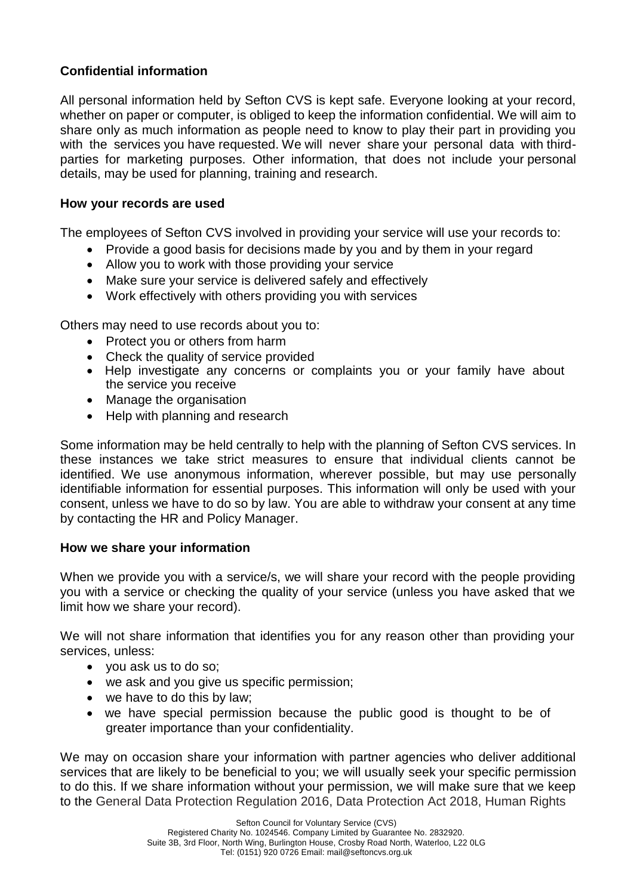**Confidential information**

All personal information held by Sefton CVS is kept safe. Everyone looking at your record, whether on paper or computer, is obliged to keep the information confidential. We will aim to share only as much information as people need to know to play their part in providing you with the services you have requested. We will never share your personal data with third-parties for marketing purposes. Other information, that does not include your personal details, may be used for planning, training and research.

**How your records are used**

The employees of Sefton CVS involved in providing your service will use your records to:

- Provide a good basis for decisions made by you and by them in your regard
- Allow you to work with those providing your service
- Make sure your service is delivered safely and effectively
- Work effectively with others providing you with services

Others may need to use records about you to:

- Protect you or others from harm
- Check the quality of service provided
- Help investigate any concerns or complaints you or your family have about the service you receive
- Manage the organisation
- Help with planning and research

Some information may be held centrally to help with the planning of Sefton CVS services. In these instances we take strict measures to ensure that individual clients cannot be identified. We use anonymous information, wherever possible, but may use personally identifiable information for essential purposes. This information will only be used with your consent, unless we have to do so by law. You are able to withdraw your consent at any time by contacting the HR and Policy Manager.

**How we share your information**

When we provide you with a service/s, we will share your record with the people providing you with a service or checking the quality of your service (unless you have asked that we limit how we share your record).

We will not share information that identifies you for any reason other than providing your services, unless:

- you ask us to do so;
- we ask and you give us specific permission;
- we have to do this by law;
- we have special permission because the public good is thought to be of greater importance than your confidentiality.

We may on occasion share your information with partner agencies who deliver additional services that are likely to be beneficial to you; we will usually seek your specific permission to do this. If we share information without your permission, we will make sure that we keep to the General Data Protection Regulation 2016, Data Protection Act 2018, Human Rights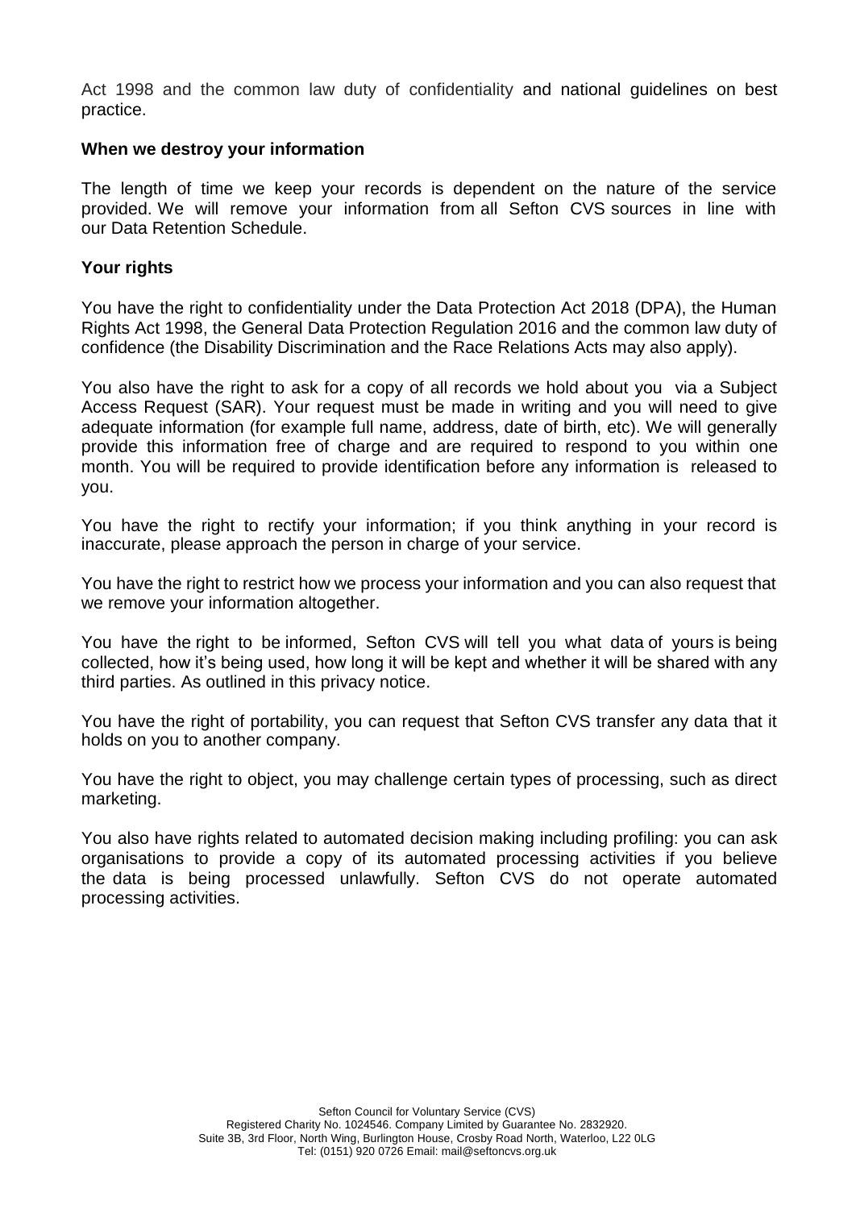Act 1998 and the common law duty of confidentiality and national guidelines on best practice.

**When we destroy your information**

The length of time we keep your records is dependent on the nature of the service provided. We will remove your information from all Sefton CVS sources in line with our Data Retention Schedule.

**Your rights**

You have the right to confidentiality under the Data Protection Act 2018 (DPA), the Human Rights Act 1998, the General Data Protection Regulation 2016 and the common law duty of confidence (the Disability Discrimination and the Race Relations Acts may also apply).

You also have the right to ask for a copy of all records we hold about you via a Subject Access Request (SAR). Your request must be made in writing and you will need to give adequate information (for example full name, address, date of birth, etc). We will generally provide this information free of charge and are required to respond to you within one month. You will be required to provide identification before any information is released to you.

You have the right to rectify your information; if you think anything in your record is inaccurate, please approach the person in charge of your service.

You have the right to restrict how we process your information and you can also request that we remove your information altogether.

You have the right to be informed, Sefton CVS will tell you what data of yours is being collected, how it's being used, how long it will be kept and whether it will be shared with any third parties. As outlined in this privacy notice.

You have the right of portability, you can request that Sefton CVS transfer any data that it holds on you to another company.

You have the right to object, you may challenge certain types of processing, such as direct marketing.

You also have rights related to automated decision making including profiling: you can ask organisations to provide a copy of its automated processing activities if you believe the data is being processed unlawfully. Sefton CVS do not operate automated processing activities.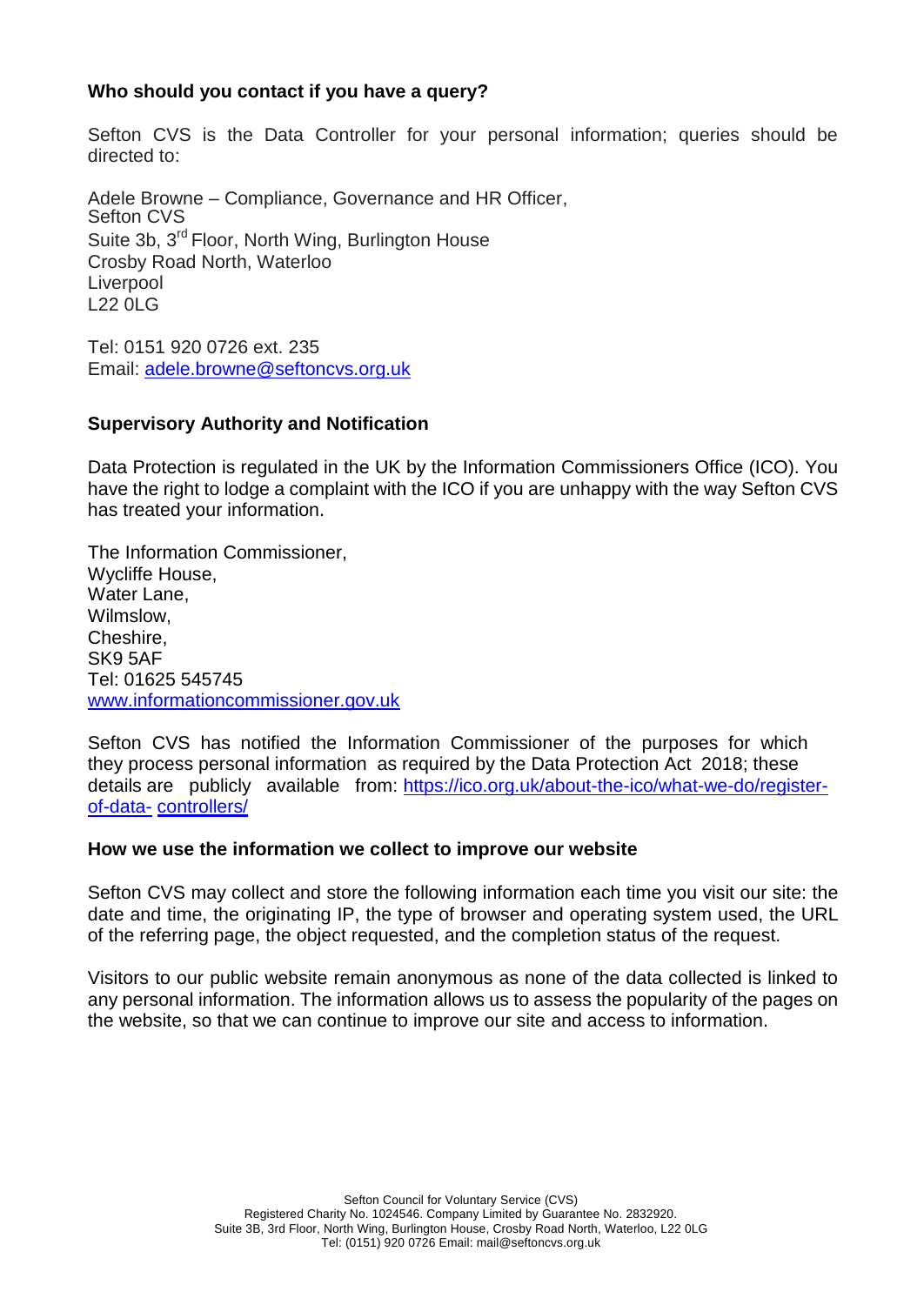### Who should you contact if you have a query?

Sefton CVS is the Data Controller for your personal information; queries should be directed to:

Adele Browne – Compliance, Governance and HR Officer,
Sefton CVS
Suite 3b, 3rd Floor, North Wing, Burlington House
Crosby Road North, Waterloo
Liverpool
L22 0LG

Tel: 0151 920 0726 ext. 235
Email: [adele.browne@seftoncvs.org.uk](mailto:adele.browne@seftoncvs.org.uk)

### Supervisory Authority and Notification

Data Protection is regulated in the UK by the Information Commissioners Office (ICO). You have the right to lodge a complaint with the ICO if you are unhappy with the way Sefton CVS has treated your information.

The Information Commissioner,
Wycliffe House,
Water Lane,
Wilmslow,
Cheshire,
SK9 5AF
Tel: 01625 545745
[www.informationcommissioner.gov.uk](http://www.informationcommissioner.gov.uk)

Sefton CVS has notified the Information Commissioner of the purposes for which they process personal information as required by the Data Protection Act 2018; these details are publicly available from: [https://ico.org.uk/about-the-ico/what-we-do/register-of-data-controllers/](https://ico.org.uk/about-the-ico/what-we-do/register-of-data-controllers/)

### How we use the information we collect to improve our website

Sefton CVS may collect and store the following information each time you visit our site: the date and time, the originating IP, the type of browser and operating system used, the URL of the referring page, the object requested, and the completion status of the request.

Visitors to our public website remain anonymous as none of the data collected is linked to any personal information. The information allows us to assess the popularity of the pages on the website, so that we can continue to improve our site and access to information.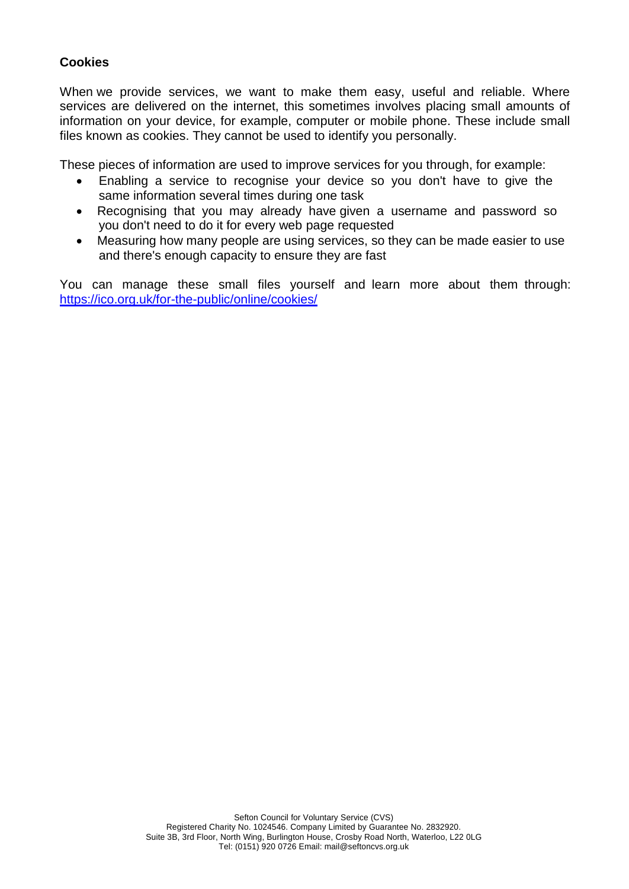**Cookies**

When we provide services, we want to make them easy, useful and reliable. Where services are delivered on the internet, this sometimes involves placing small amounts of information on your device, for example, computer or mobile phone. These include small files known as cookies. They cannot be used to identify you personally.

These pieces of information are used to improve services for you through, for example:

- Enabling a service to recognise your device so you don't have to give the same information several times during one task
- Recognising that you may already have given a username and password so you don't need to do it for every web page requested
- Measuring how many people are using services, so they can be made easier to use and there's enough capacity to ensure they are fast

You can manage these small files yourself and learn more about them through: https://ico.org.uk/for-the-public/online/cookies/